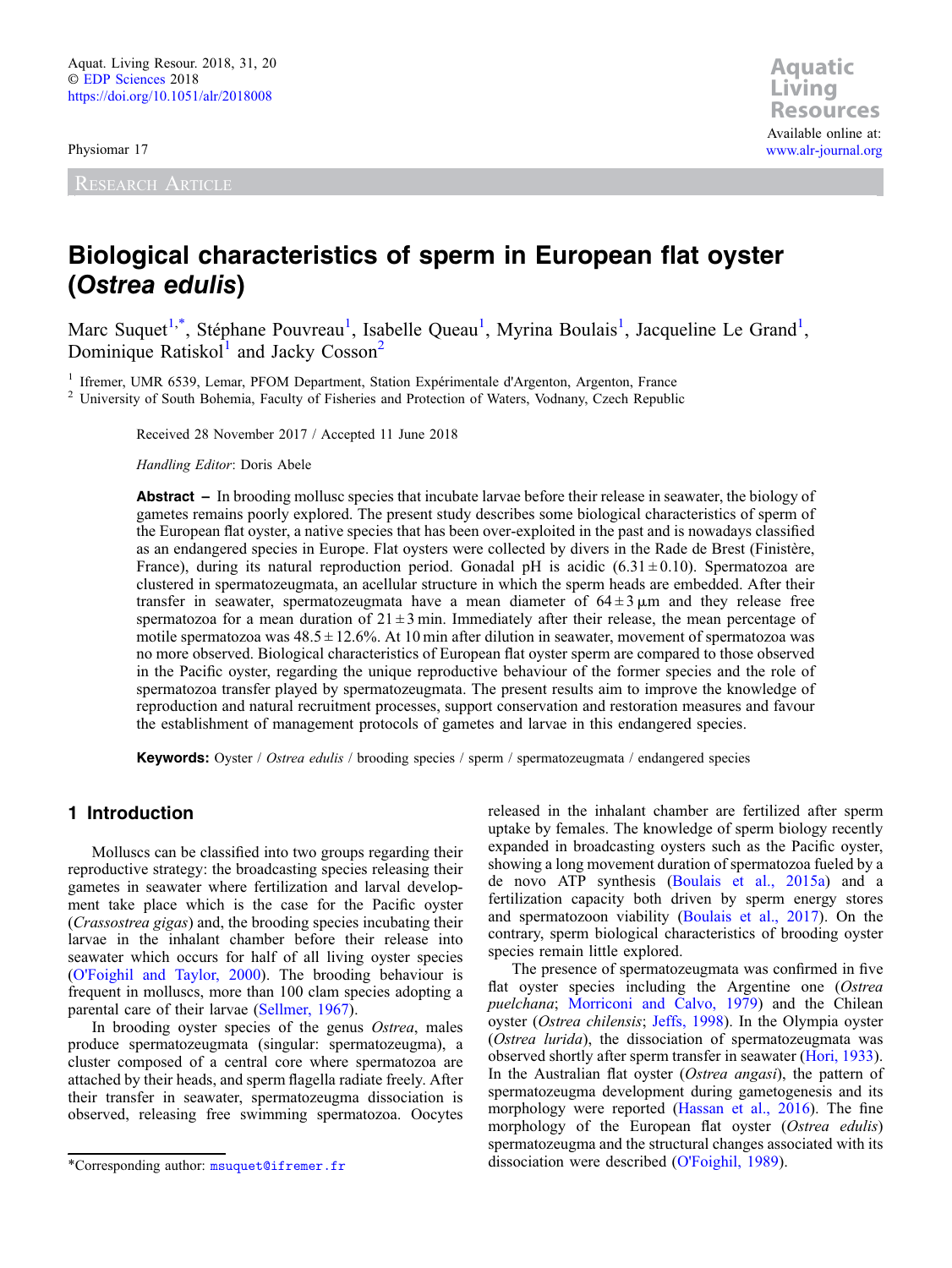Physiomar 17

RESEARCH ARTICLE

# Biological characteristics of sperm in European flat oyster (*Ostrea edulis*)

Marc Suquet[1,*], Stéphane Pouvreau[1], Isabelle Queau[1], Myrina Boulais[1], Jacqueline Le Grand[1], Dominique Ratiskol[1] and Jacky Cosson[2]

[1] Ifremer, UMR 6539, Lemar, PFOM Department, Station Expérimentale d'Argenton, Argenton, France
[2] University of South Bohemia, Faculty of Fisheries and Protection of Waters, Vodnany, Czech Republic

Received 28 November 2017 / Accepted 11 June 2018

*Handling Editor*: Doris Abele

**Abstract** – In brooding mollusc species that incubate larvae before their release in seawater, the biology of gametes remains poorly explored. The present study describes some biological characteristics of sperm of the European flat oyster, a native species that has been over-exploited in the past and is nowadays classified as an endangered species in Europe. Flat oysters were collected by divers in the Rade de Brest (Finistère, France), during its natural reproduction period. Gonadal pH is acidic ($6.31 \pm 0.10$). Spermatozoa are clustered in spermatozeugmata, an acellular structure in which the sperm heads are embedded. After their transfer in seawater, spermatozeugmata have a mean diameter of $64 \pm 3$ µm and they release free spermatozoa for a mean duration of $21 \pm 3$ min. Immediately after their release, the mean percentage of motile spermatozoa was $48.5 \pm 12.6$%. At 10 min after dilution in seawater, movement of spermatozoa was no more observed. Biological characteristics of European flat oyster sperm are compared to those observed in the Pacific oyster, regarding the unique reproductive behaviour of the former species and the role of spermatozoa transfer played by spermatozeugmata. The present results aim to improve the knowledge of reproduction and natural recruitment processes, support conservation and restoration measures and favour the establishment of management protocols of gametes and larvae in this endangered species.

**Keywords:** Oyster / *Ostrea edulis* / brooding species / sperm / spermatozeugmata / endangered species

## 1 Introduction

Molluscs can be classified into two groups regarding their reproductive strategy: the broadcasting species releasing their gametes in seawater where fertilization and larval development take place which is the case for the Pacific oyster (*Crassostrea gigas*) and, the brooding species incubating their larvae in the inhalant chamber before their release into seawater which occurs for half of all living oyster species (O'Foighil and Taylor, 2000). The brooding behaviour is frequent in molluscs, more than 100 clam species adopting a parental care of their larvae (Sellmer, 1967).

In brooding oyster species of the genus *Ostrea*, males produce spermatozeugmata (singular: spermatozeugma), a cluster composed of a central core where spermatozoa are attached by their heads, and sperm flagella radiate freely. After their transfer in seawater, spermatozeugma dissociation is observed, releasing free swimming spermatozoa. Oocytes released in the inhalant chamber are fertilized after sperm uptake by females. The knowledge of sperm biology recently expanded in broadcasting oysters such as the Pacific oyster, showing a long movement duration of spermatozoa fueled by a de novo ATP synthesis (Boulais et al., 2015a) and a fertilization capacity both driven by sperm energy stores and spermatozoon viability (Boulais et al., 2017). On the contrary, sperm biological characteristics of brooding oyster species remain little explored.

The presence of spermatozeugmata was confirmed in five flat oyster species including the Argentine one (*Ostrea puelchana*; Morriconi and Calvo, 1979) and the Chilean oyster (*Ostrea chilensis*; Jeffs, 1998). In the Olympia oyster (*Ostrea lurida*), the dissociation of spermatozeugmata was observed shortly after sperm transfer in seawater (Hori, 1933). In the Australian flat oyster (*Ostrea angasi*), the pattern of spermatozeugmata development during gametogenesis and its morphology were reported (Hassan et al., 2016). The fine morphology of the European flat oyster (*Ostrea edulis*) spermatozeugma and the structural changes associated with its dissociation were described (O'Foighil, 1989).

*Corresponding author: msuquet@ifremer.fr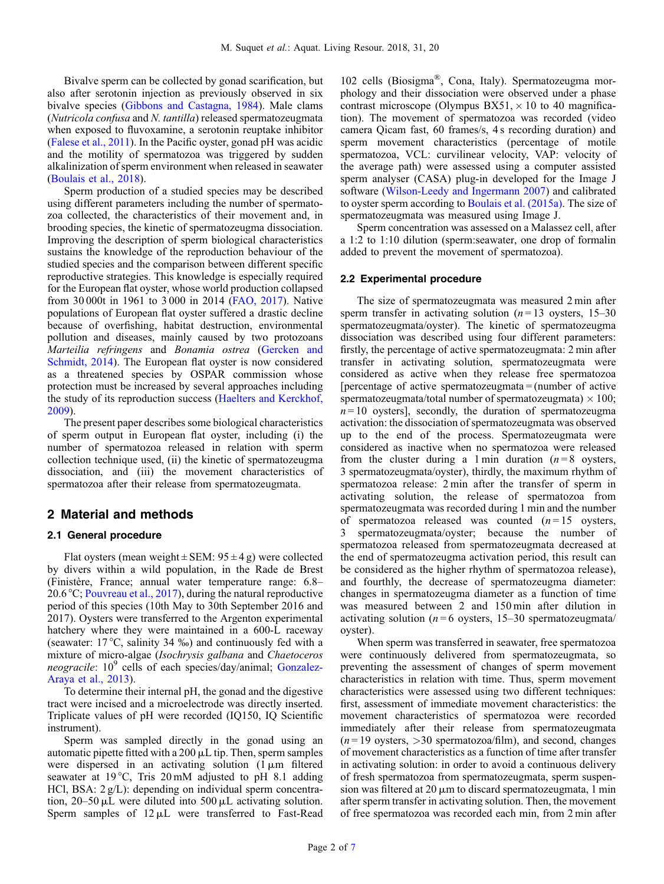Bivalve sperm can be collected by gonad scarification, but also after serotonin injection as previously observed in six bivalve species (Gibbons and Castagna, 1984). Male clams (*Nutricola confusa* and *N. tantilla*) released spermatozeugmata when exposed to fluvoxamine, a serotonin reuptake inhibitor (Falese et al., 2011). In the Pacific oyster, gonad pH was acidic and the motility of spermatozoa was triggered by sudden alkalinization of sperm environment when released in seawater (Boulais et al., 2018).

Sperm production of a studied species may be described using different parameters including the number of spermatozoa collected, the characteristics of their movement and, in brooding species, the kinetic of spermatozeugma dissociation. Improving the description of sperm biological characteristics sustains the knowledge of the reproduction behaviour of the studied species and the comparison between different specific reproductive strategies. This knowledge is especially required for the European flat oyster, whose world production collapsed from 30 000t in 1961 to 3 000 in 2014 (FAO, 2017). Native populations of European flat oyster suffered a drastic decline because of overfishing, habitat destruction, environmental pollution and diseases, mainly caused by two protozoans *Marteilia refringens* and *Bonamia ostrea* (Gercken and Schmidt, 2014). The European flat oyster is now considered as a threatened species by OSPAR commission whose protection must be increased by several approaches including the study of its reproduction success (Haelters and Kerckhof, 2009).

The present paper describes some biological characteristics of sperm output in European flat oyster, including (i) the number of spermatozoa released in relation with sperm collection technique used, (ii) the kinetic of spermatozeugma dissociation, and (iii) the movement characteristics of spermatozoa after their release from spermatozeugmata.

## 2 Material and methods

### 2.1 General procedure

Flat oysters (mean weight ± SEM: 95 ± 4 g) were collected by divers within a wild population, in the Rade de Brest (Finistère, France; annual water temperature range: 6.8–20.6 °C; Pouvreau et al., 2017), during the natural reproductive period of this species (10th May to 30th September 2016 and 2017). Oysters were transferred to the Argenton experimental hatchery where they were maintained in a 600-L raceway (seawater: 17 °C, salinity 34 ‰) and continuously fed with a mixture of micro-algae (*Isochrysis galbana* and *Chaetoceros neogracile*: $10^9$ cells of each species/day/animal; Gonzalez-Araya et al., 2013).

To determine their internal pH, the gonad and the digestive tract were incised and a microelectrode was directly inserted. Triplicate values of pH were recorded (IQ150, IQ Scientific instrument).

Sperm was sampled directly in the gonad using an automatic pipette fitted with a 200 µL tip. Then, sperm samples were dispersed in an activating solution (1 µm filtered seawater at 19 °C, Tris 20 mM adjusted to pH 8.1 adding HCl, BSA: 2 g/L): depending on individual sperm concentration, 20–50 µL were diluted into 500 µL activating solution. Sperm samples of 12 µL were transferred to Fast-Read 102 cells (Biosigma®, Cona, Italy). Spermatozeugma morphology and their dissociation were observed under a phase contrast microscope (Olympus BX51, × 10 to 40 magnification). The movement of spermatozoa was recorded (video camera Qicam fast, 60 frames/s, 4 s recording duration) and sperm movement characteristics (percentage of motile spermatozoa, VCL: curvilinear velocity, VAP: velocity of the average path) were assessed using a computer assisted sperm analyser (CASA) plug-in developed for the Image J software (Wilson-Leedy and Ingermann 2007) and calibrated to oyster sperm according to Boulais et al. (2015a). The size of spermatozeugmata was measured using Image J.

Sperm concentration was assessed on a Malassez cell, after a 1:2 to 1:10 dilution (sperm:seawater, one drop of formalin added to prevent the movement of spermatozoa).

### 2.2 Experimental procedure

The size of spermatozeugmata was measured 2 min after sperm transfer in activating solution ($n = 13$ oysters, 15–30 spermatozeugmata/oyster). The kinetic of spermatozeugma dissociation was described using four different parameters: firstly, the percentage of active spermatozeugmata: 2 min after transfer in activating solution, spermatozeugmata were considered as active when they release free spermatozoa [percentage of active spermatozeugmata = (number of active spermatozeugmata/total number of spermatozeugmata) × 100; $n = 10$ oysters], secondly, the duration of spermatozeugma activation: the dissociation of spermatozeugmata was observed up to the end of the process. Spermatozeugmata were considered as inactive when no spermatozoa were released from the cluster during a 1 min duration ($n = 8$ oysters, 3 spermatozeugmata/oyster), thirdly, the maximum rhythm of spermatozoa release: 2 min after the transfer of sperm in activating solution, the release of spermatozoa from spermatozeugmata was recorded during 1 min and the number of spermatozoa released was counted ($n = 15$ oysters, 3 spermatozeugmata/oyster; because the number of spermatozoa released from spermatozeugmata decreased at the end of spermatozeugma activation period, this result can be considered as the higher rhythm of spermatozoa release), and fourthly, the decrease of spermatozeugma diameter: changes in spermatozeugma diameter as a function of time was measured between 2 and 150 min after dilution in activating solution ($n = 6$ oysters, 15–30 spermatozeugmata/oyster).

When sperm was transferred in seawater, free spermatozoa were continuously delivered from spermatozeugmata, so preventing the assessment of changes of sperm movement characteristics in relation with time. Thus, sperm movement characteristics were assessed using two different techniques: first, assessment of immediate movement characteristics: the movement characteristics of spermatozoa were recorded immediately after their release from spermatozeugmata ($n = 19$ oysters, >30 spermatozoa/film), and second, changes of movement characteristics as a function of time after transfer in activating solution: in order to avoid a continuous delivery of fresh spermatozoa from spermatozeugmata, sperm suspension was filtered at 20 µm to discard spermatozeugmata, 1 min after sperm transfer in activating solution. Then, the movement of free spermatozoa was recorded each min, from 2 min after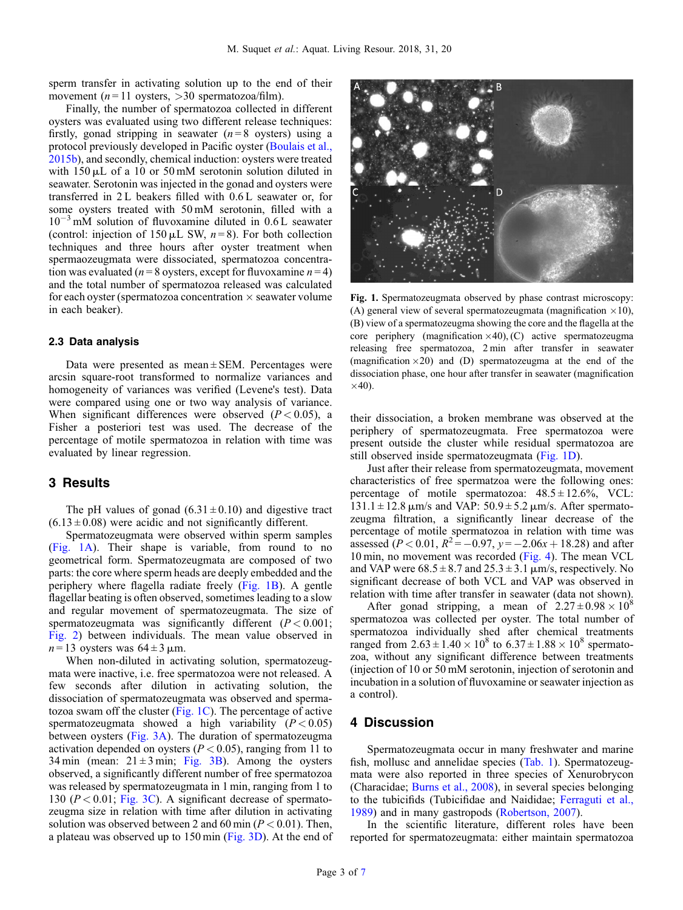sperm transfer in activating solution up to the end of their movement ($n = 11$ oysters, >30 spermatozoa/film).

Finally, the number of spermatozoa collected in different oysters was evaluated using two different release techniques: firstly, gonad stripping in seawater ($n = 8$ oysters) using a protocol previously developed in Pacific oyster (Boulais et al., 2015b), and secondly, chemical induction: oysters were treated with 150 μL of a 10 or 50 mM serotonin solution diluted in seawater. Serotonin was injected in the gonad and oysters were transferred in 2 L beakers filled with 0.6 L seawater or, for some oysters treated with 50 mM serotonin, filled with a $10^{-3}$ mM solution of fluvoxamine diluted in 0.6 L seawater (control: injection of 150 μL SW, $n = 8$). For both collection techniques and three hours after oyster treatment when spermatozeugmata were dissociated, spermatozoa concentration was evaluated ($n = 8$ oysters, except for fluvoxamine $n = 4$) and the total number of spermatozoa released was calculated for each oyster (spermatozoa concentration × seawater volume in each beaker).

### 2.3 Data analysis

Data were presented as mean ± SEM. Percentages were arcsin square-root transformed to normalize variances and homogeneity of variances was verified (Levene's test). Data were compared using one or two way analysis of variance. When significant differences were observed ($P < 0.05$), a Fisher a posteriori test was used. The decrease of the percentage of motile spermatozoa in relation with time was evaluated by linear regression.

## 3 Results

The pH values of gonad (6.31 ± 0.10) and digestive tract (6.13 ± 0.08) were acidic and not significantly different.

Spermatozeugmata were observed within sperm samples (Fig. 1A). Their shape is variable, from round to no geometrical form. Spermatozeugmata are composed of two parts: the core where sperm heads are deeply embedded and the periphery where flagella radiate freely (Fig. 1B). A gentle flagellar beating is often observed, sometimes leading to a slow and regular movement of spermatozeugmata. The size of spermatozeugmata was significantly different ($P < 0.001$; Fig. 2) between individuals. The mean value observed in $n = 13$ oysters was 64 ± 3 μm.

When non-diluted in activating solution, spermatozeugmata were inactive, i.e. free spermatozoa were not released. A few seconds after dilution in activating solution, the dissociation of spermatozeugmata was observed and spermatozoa swam off the cluster (Fig. 1C). The percentage of active spermatozeugmata showed a high variability ($P < 0.05$) between oysters (Fig. 3A). The duration of spermatozeugma activation depended on oysters ($P < 0.05$), ranging from 11 to 34 min (mean: 21 ± 3 min; Fig. 3B). Among the oysters observed, a significantly different number of free spermatozoa was released by spermatozeugmata in 1 min, ranging from 1 to 130 ($P < 0.01$; Fig. 3C). A significant decrease of spermatozeugma size in relation with time after dilution in activating solution was observed between 2 and 60 min ($P < 0.01$). Then, a plateau was observed up to 150 min (Fig. 3D). At the end of

Fig. 1. Spermatozeugmata observed by phase contrast microscopy: (A) general view of several spermatozeugmata (magnification ×10), (B) view of a spermatozeugma showing the core and the flagella at the core periphery (magnification ×40), (C) active spermatozeugma releasing free spermatozoa, 2 min after transfer in seawater (magnification ×20) and (D) spermatozeugma at the end of the dissociation phase, one hour after transfer in seawater (magnification ×40).

their dissociation, a broken membrane was observed at the periphery of spermatozeugmata. Free spermatozoa were present outside the cluster while residual spermatozoa are still observed inside spermatozeugmata (Fig. 1D).

Just after their release from spermatozeugmata, movement characteristics of free spermatozoa were the following ones: percentage of motile spermatozoa: 48.5 ± 12.6%, VCL: 131.1 ± 12.8 μm/s and VAP: 50.9 ± 5.2 μm/s. After spermatozeugma filtration, a significantly linear decrease of the percentage of motile spermatozoa in relation with time was assessed ($P < 0.01$, $R^2 = -0.97$, $y = -2.06x + 18.28$) and after 10 min, no movement was recorded (Fig. 4). The mean VCL and VAP were 68.5 ± 8.7 and 25.3 ± 3.1 μm/s, respectively. No significant decrease of both VCL and VAP was observed in relation with time after transfer in seawater (data not shown).

After gonad stripping, a mean of $2.27 \pm 0.98 \times 10^8$ spermatozoa was collected per oyster. The total number of spermatozoa individually shed after chemical treatments ranged from $2.63 \pm 1.40 \times 10^8$ to $6.37 \pm 1.88 \times 10^8$ spermatozoa, without any significant difference between treatments (injection of 10 or 50 mM serotonin, injection of serotonin and incubation in a solution of fluvoxamine or seawater injection as a control).

## 4 Discussion

Spermatozeugmata occur in many freshwater and marine fish, mollusc and annelidae species (Tab. 1). Spermatozeugmata were also reported in three species of Xenurobrycon (Characidae; Burns et al., 2008), in several species belonging to the tubicifids (Tubicifidae and Naididae; Ferraguti et al., 1989) and in many gastropods (Robertson, 2007).

In the scientific literature, different roles have been reported for spermatozeugmata: either maintain spermatozoa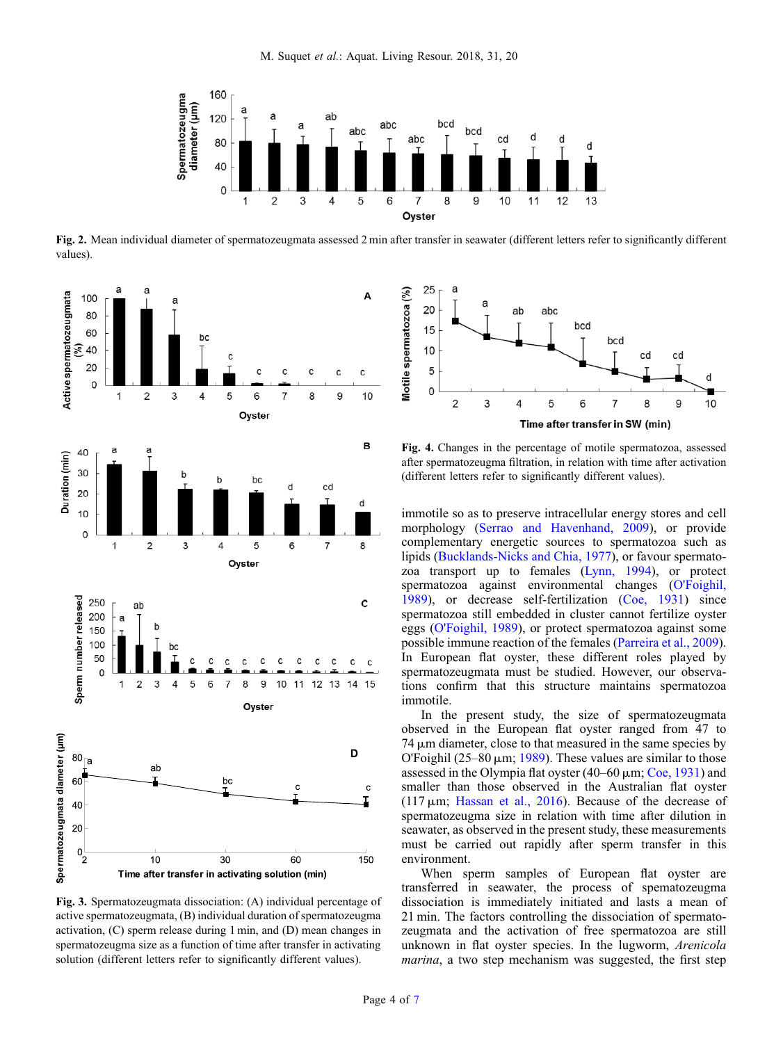Spermatozeugma diameter (µm)

160

120

80

40

0

a a a ab abc abc abc bcd bcd cd d d d

1 2 3 4 5 6 7 8 9 10 11 12 13

Oyster

**Fig. 2.** Mean individual diameter of spermatozeugmata assessed 2 min after transfer in seawater (different letters refer to significantly different values).

A

Active spermatozeugmata (%)

100

80

60

40

20

0

a a a bc c c c c c c

1 2 3 4 5 6 7 8 9 10

Oyster

B

Duration (min)

40

30

20

10

0

a a b b bc d cd d

1 2 3 4 5 6 7 8

Oyster

C

Sperm number released

250

200

150

100

50

0

a ab b bc c c c c c c c c c c c

1 2 3 4 5 6 7 8 9 10 11 12 13 14 15

Oyster

D

Spermatozeugmata diameter (µm)

80

60

40

20

0

a ab bc c c

2 10 30 60 150

Time after transfer in activating solution (min)

**Fig. 3.** Spermatozeugmata dissociation: (A) individual percentage of active spermatozeugmata, (B) individual duration of spermatozeugma activation, (C) sperm release during 1 min, and (D) mean changes in spermatozeugma size as a function of time after transfer in activating solution (different letters refer to significantly different values).

Motile spermatozoa (%)

25

20

15

10

5

0

a a ab abc bcd bcd cd cd d

2 3 4 5 6 7 8 9 10

Time after transfer in SW (min)

**Fig. 4.** Changes in the percentage of motile spermatozoa, assessed after spermatozeugma filtration, in relation with time after activation (different letters refer to significantly different values).

immotile so as to preserve intracellular energy stores and cell morphology (Serrao and Havenhand, 2009), or provide complementary energetic sources to spermatozoa such as lipids (Bucklands-Nicks and Chia, 1977), or favour spermatozoa transport up to females (Lynn, 1994), or protect spermatozoa against environmental changes (O'Foighil, 1989), or decrease self-fertilization (Coe, 1931) since spermatozoa still embedded in cluster cannot fertilize oyster eggs (O'Foighil, 1989), or protect spermatozoa against some possible immune reaction of the females (Parreira et al., 2009). In European flat oyster, these different roles played by spermatozeugmata must be studied. However, our observations confirm that this structure maintains spermatozoa immotile.

In the present study, the size of spermatozeugmata observed in the European flat oyster ranged from 47 to 74 µm diameter, close to that measured in the same species by O'Foighil (25–80 µm; 1989). These values are similar to those assessed in the Olympia flat oyster (40–60 µm; Coe, 1931) and smaller than those observed in the Australian flat oyster (117 µm; Hassan et al., 2016). Because of the decrease of spermatozeugma size in relation with time after dilution in seawater, as observed in the present study, these measurements must be carried out rapidly after sperm transfer in this environment.

When sperm samples of European flat oyster are transferred in seawater, the process of spermatozeugma dissociation is immediately initiated and lasts a mean of 21 min. The factors controlling the dissociation of spermatozeugmata and the activation of free spermatozoa are still unknown in flat oyster species. In the lugworm, *Arenicola marina*, a two step mechanism was suggested, the first step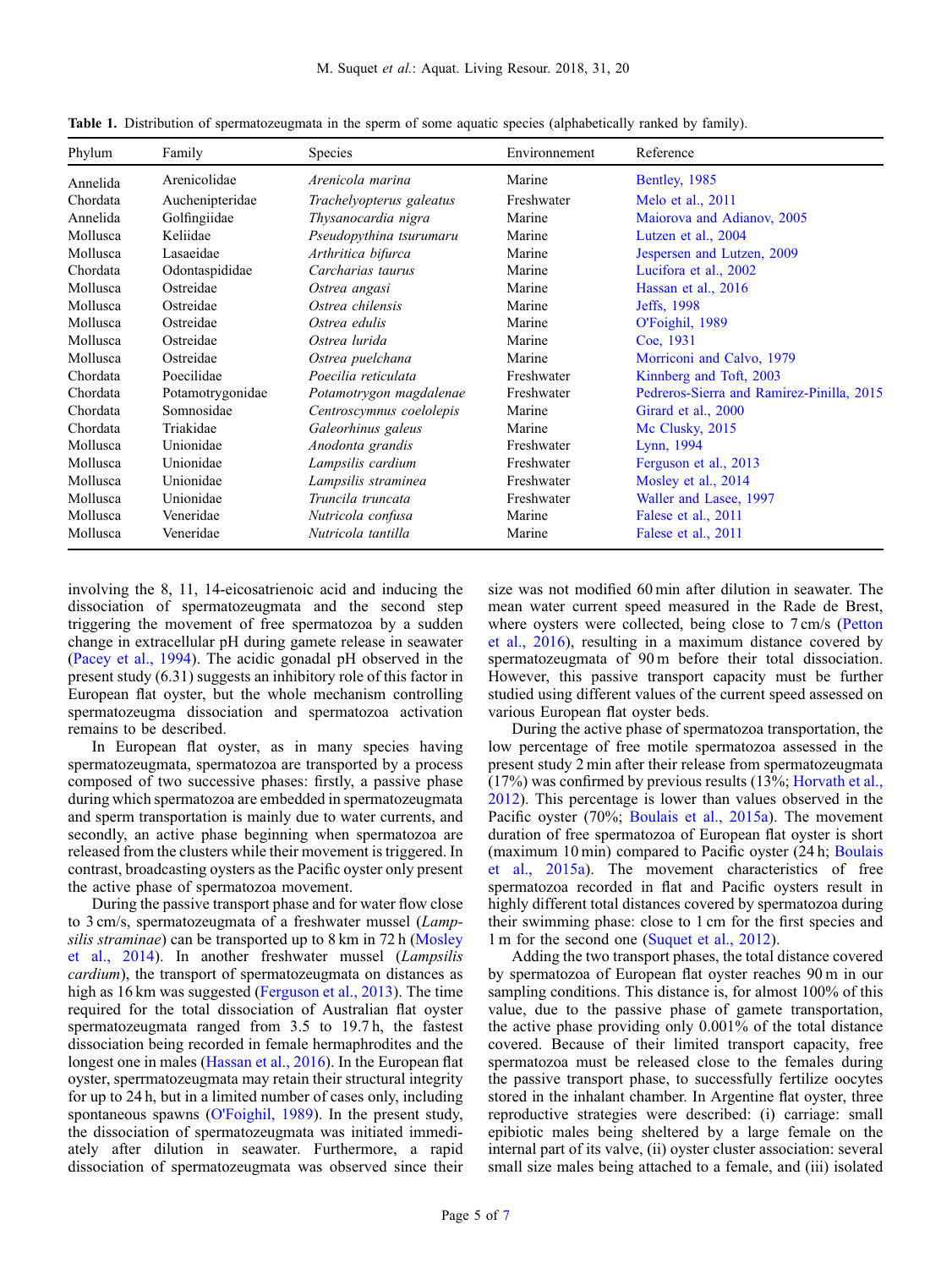**Table 1.** Distribution of spermatozeugmata in the sperm of some aquatic species (alphabetically ranked by family).

| Phylum | Family | Species | Environnement | Reference |
|---|---|---|---|---|
| Annelida | Arenicolidae | *Arenicola marina* | Marine | Bentley, 1985 |
| Chordata | Auchenipteridae | *Trachelyopterus galeatus* | Freshwater | Melo et al., 2011 |
| Annelida | Golfingiidae | *Thysanocardia nigra* | Marine | Maiorova and Adianov, 2005 |
| Mollusca | Keliidae | *Pseudopythina tsurumaru* | Marine | Lutzen et al., 2004 |
| Mollusca | Lasaeidae | *Arthritica bifurca* | Marine | Jespersen and Lutzen, 2009 |
| Chordata | Odontaspididae | *Carcharias taurus* | Marine | Lucifora et al., 2002 |
| Mollusca | Ostreidae | *Ostrea angasi* | Marine | Hassan et al., 2016 |
| Mollusca | Ostreidae | *Ostrea chilensis* | Marine | Jeffs, 1998 |
| Mollusca | Ostreidae | *Ostrea edulis* | Marine | O'Foighil, 1989 |
| Mollusca | Ostreidae | *Ostrea lurida* | Marine | Coe, 1931 |
| Mollusca | Ostreidae | *Ostrea puelchana* | Marine | Morriconi and Calvo, 1979 |
| Chordata | Poecilidae | *Poecilia reticulata* | Freshwater | Kinnberg and Toft, 2003 |
| Chordata | Potamotrygonidae | *Potamotrygon magdalenae* | Freshwater | Pedreros-Sierra and Ramirez-Pinilla, 2015 |
| Chordata | Somnosidae | *Centroscymnus coelolepis* | Marine | Girard et al., 2000 |
| Chordata | Triakidae | *Galeorhinus galeus* | Marine | Mc Clusky, 2015 |
| Mollusca | Unionidae | *Anodonta grandis* | Freshwater | Lynn, 1994 |
| Mollusca | Unionidae | *Lampsilis cardium* | Freshwater | Ferguson et al., 2013 |
| Mollusca | Unionidae | *Lampsilis straminea* | Freshwater | Mosley et al., 2014 |
| Mollusca | Unionidae | *Truncila truncata* | Freshwater | Waller and Lasee, 1997 |
| Mollusca | Veneridae | *Nutricola confusa* | Marine | Falese et al., 2011 |
| Mollusca | Veneridae | *Nutricola tantilla* | Marine | Falese et al., 2011 |

involving the 8, 11, 14-eicosatrienoic acid and inducing the dissociation of spermatozeugmata and the second step triggering the movement of free spermatozoa by a sudden change in extracellular pH during gamete release in seawater (Pacey et al., 1994). The acidic gonadal pH observed in the present study (6.31) suggests an inhibitory role of this factor in European flat oyster, but the whole mechanism controlling spermatozeugma dissociation and spermatozoa activation remains to be described.

In European flat oyster, as in many species having spermatozeugmata, spermatozoa are transported by a process composed of two successive phases: firstly, a passive phase during which spermatozoa are embedded in spermatozeugmata and sperm transportation is mainly due to water currents, and secondly, an active phase beginning when spermatozoa are released from the clusters while their movement is triggered. In contrast, broadcasting oysters as the Pacific oyster only present the active phase of spermatozoa movement.

During the passive transport phase and for water flow close to 3 cm/s, spermatozeugmata of a freshwater mussel (*Lampsilis straminae*) can be transported up to 8 km in 72 h (Mosley et al., 2014). In another freshwater mussel (*Lampsilis cardium*), the transport of spermatozeugmata on distances as high as 16 km was suggested (Ferguson et al., 2013). The time required for the total dissociation of Australian flat oyster spermatozeugmata ranged from 3.5 to 19.7 h, the fastest dissociation being recorded in female hermaphrodites and the longest one in males (Hassan et al., 2016). In the European flat oyster, sperrmatozeugmata may retain their structural integrity for up to 24 h, but in a limited number of cases only, including spontaneous spawns (O'Foighil, 1989). In the present study, the dissociation of spermatozeugmata was initiated immediately after dilution in seawater. Furthermore, a rapid dissociation of spermatozeugmata was observed since their size was not modified 60 min after dilution in seawater. The mean water current speed measured in the Rade de Brest, where oysters were collected, being close to 7 cm/s (Petton et al., 2016), resulting in a maximum distance covered by spermatozeugmata of 90 m before their total dissociation. However, this passive transport capacity must be further studied using different values of the current speed assessed on various European flat oyster beds.

During the active phase of spermatozoa transportation, the low percentage of free motile spermatozoa assessed in the present study 2 min after their release from spermatozeugmata (17%) was confirmed by previous results (13%; Horvath et al., 2012). This percentage is lower than values observed in the Pacific oyster (70%; Boulais et al., 2015a). The movement duration of free spermatozoa of European flat oyster is short (maximum 10 min) compared to Pacific oyster (24 h; Boulais et al., 2015a). The movement characteristics of free spermatozoa recorded in flat and Pacific oysters result in highly different total distances covered by spermatozoa during their swimming phase: close to 1 cm for the first species and 1 m for the second one (Suquet et al., 2012).

Adding the two transport phases, the total distance covered by spermatozoa of European flat oyster reaches 90 m in our sampling conditions. This distance is, for almost 100% of this value, due to the passive phase of gamete transportation, the active phase providing only 0.001% of the total distance covered. Because of their limited transport capacity, free spermatozoa must be released close to the females during the passive transport phase, to successfully fertilize oocytes stored in the inhalant chamber. In Argentine flat oyster, three reproductive strategies were described: (i) carriage: small epibiotic males being sheltered by a large female on the internal part of its valve, (ii) oyster cluster association: several small size males being attached to a female, and (iii) isolated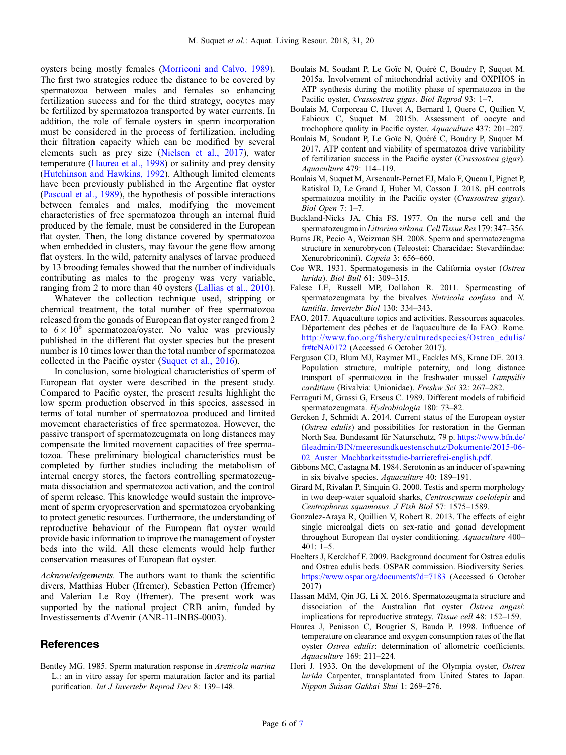oysters being mostly females (Morriconi and Calvo, 1989). The first two strategies reduce the distance to be covered by spermatozoa between males and females so enhancing fertilization success and for the third strategy, oocytes may be fertilized by spermatozoa transported by water currents. In addition, the role of female oysters in sperm incorporation must be considered in the process of fertilization, including their filtration capacity which can be modified by several elements such as prey size (Nielsen et al., 2017), water temperature (Haurea et al., 1998) or salinity and prey density (Hutchinson and Hawkins, 1992). Although limited elements have been previously published in the Argentine flat oyster (Pascual et al., 1989), the hypothesis of possible interactions between females and males, modifying the movement characteristics of free spermatozoa through an internal fluid produced by the female, must be considered in the European flat oyster. Then, the long distance covered by spermatozoa when embedded in clusters, may favour the gene flow among flat oysters. In the wild, paternity analyses of larvae produced by 13 brooding females showed that the number of individuals contributing as males to the progeny was very variable, ranging from 2 to more than 40 oysters (Lallias et al., 2010).

Whatever the collection technique used, stripping or chemical treatment, the total number of free spermatozoa released from the gonads of European flat oyster ranged from 2 to $6 \times 10^8$ spermatozoa/oyster. No value was previously published in the different flat oyster species but the present number is 10 times lower than the total number of spermatozoa collected in the Pacific oyster (Suquet et al., 2016).

In conclusion, some biological characteristics of sperm of European flat oyster were described in the present study. Compared to Pacific oyster, the present results highlight the low sperm production observed in this species, assessed in terms of total number of spermatozoa produced and limited movement characteristics of free spermatozoa. However, the passive transport of spermatozeugmata on long distances may compensate the limited movement capacities of free spermatozoa. These preliminary biological characteristics must be completed by further studies including the metabolism of internal energy stores, the factors controlling spermatozeugmata dissociation and spermatozoa activation, and the control of sperm release. This knowledge would sustain the improvement of sperm cryopreservation and spermatozoa cryobanking to protect genetic resources. Furthermore, the understanding of reproductive behaviour of the European flat oyster would provide basic information to improve the management of oyster beds into the wild. All these elements would help further conservation measures of European flat oyster.

*Acknowledgements.* The authors want to thank the scientific divers, Matthias Huber (Ifremer), Sebastien Petton (Ifremer) and Valerian Le Roy (Ifremer). The present work was supported by the national project CRB anim, funded by Investissements d'Avenir (ANR-11-INBS-0003).

## References

Bentley MG. 1985. Sperm maturation response in *Arenicola marina* L.: an in vitro assay for sperm maturation factor and its partial purification. *Int J Invertebr Reprod Dev* 8: 139–148.

Boulais M, Soudant P, Le Goïc N, Quéré C, Boudry P, Suquet M. 2015a. Involvement of mitochondrial activity and OXPHOS in ATP synthesis during the motility phase of spermatozoa in the Pacific oyster, *Crassostrea gigas*. *Biol Reprod* 93: 1–7.

Boulais M, Corporeau C, Huvet A, Bernard I, Quere C, Quilien V, Fabioux C, Suquet M. 2015b. Assessment of oocyte and trochophore quality in Pacific oyster. *Aquaculture* 437: 201–207.

Boulais M, Soudant P, Le Goïc N, Quéré C, Boudry P, Suquet M. 2017. ATP content and viability of spermatozoa drive variability of fertilization success in the Pacific oyster (*Crassostrea gigas*). *Aquaculture* 479: 114–119.

Boulais M, Suquet M, Arsenault-Pernet EJ, Malo F, Queau I, Pignet P, Ratiskol D, Le Grand J, Huber M, Cosson J. 2018. pH controls spermatozoa motility in the Pacific oyster (*Crassostrea gigas*). *Biol Open* 7: 1–7.

Buckland-Nicks JA, Chia FS. 1977. On the nurse cell and the spermatozeugma in *Littorina sitkana*. *Cell Tissue Res* 179: 347–356.

Burns JR, Pecio A, Weizman SH. 2008. Sperm and spermatozeugma structure in xenurobrycon (Teleostei: Characidae: Stevardiinae: Xenurobriconini). *Copeia* 3: 656–660.

Coe WR. 1931. Spermatogenesis in the California oyster (*Ostrea lurida*). *Biol Bull* 61: 309–315.

Falese LE, Russell MP, Dollahon R. 2011. Spermcasting of spermatozeugmata by the bivalves *Nutricola confusa* and *N. tantilla*. *Invertebr Biol* 130: 334–343.

FAO, 2017. Aquaculture topics and activities. Ressources aquacoles. Département des pêches et de l'aquaculture de la FAO. Rome. http://www.fao.org/fishery/culturedspecies/Ostrea_edulis/fr#tcNA0172 (Accessed 6 October 2017).

Ferguson CD, Blum MJ, Raymer ML, Eackles MS, Krane DE. 2013. Population structure, multiple paternity, and long distance transport of spermatozoa in the freshwater mussel *Lampsilis carditium* (Bivalvia: Unionidae). *Freshw Sci* 32: 267–282.

Ferraguti M, Grassi G, Erseus C. 1989. Different models of tubificid spermatozeugmata. *Hydrobiologia* 180: 73–82.

Gercken J, Schmidt A. 2014. Current status of the European oyster (*Ostrea edulis*) and possibilities for restoration in the German North Sea. Bundesamt für Naturschutz, 79 p. https://www.bfn.de/fileadmin/BfN/meeresundkuestenschutz/Dokumente/2015-06-02_Auster_Machbarkeitsstudie-barrierefrei-english.pdf.

Gibbons MC, Castagna M. 1984. Serotonin as an inducer of spawning in six bivalve species. *Aquaculture* 40: 189–191.

Girard M, Rivalan P, Sinquin G. 2000. Testis and sperm morphology in two deep-water squaloid sharks, *Centroscymus coelolepis* and *Centrophorus squamosus*. *J Fish Biol* 57: 1575–1589.

Gonzalez-Araya R, Quillien V, Robert R. 2013. The effects of eight single microalgal diets on sex-ratio and gonad development throughout European flat oyster conditioning. *Aquaculture* 400–401: 1–5.

Haelters J, Kerckhof F. 2009. Background document for Ostrea edulis and Ostrea edulis beds. OSPAR commission. Biodiversity Series. https://www.ospar.org/documents?d=7183 (Accessed 6 October 2017)

Hassan MdM, Qin JG, Li X. 2016. Spermatozeugmata structure and dissociation of the Australian flat oyster *Ostrea angasi*: implications for reproductive strategy. *Tissue cell* 48: 152–159.

Haurea J, Penisson C, Bougrier S, Bauda P. 1998. Influence of temperature on clearance and oxygen consumption rates of the flat oyster *Ostrea edulis*: determination of allometric coefficients. *Aquaculture* 169: 211–224.

Hori J. 1933. On the development of the Olympia oyster, *Ostrea lurida* Carpenter, transplantated from United States to Japan. *Nippon Suisan Gakkai Shui* 1: 269–276.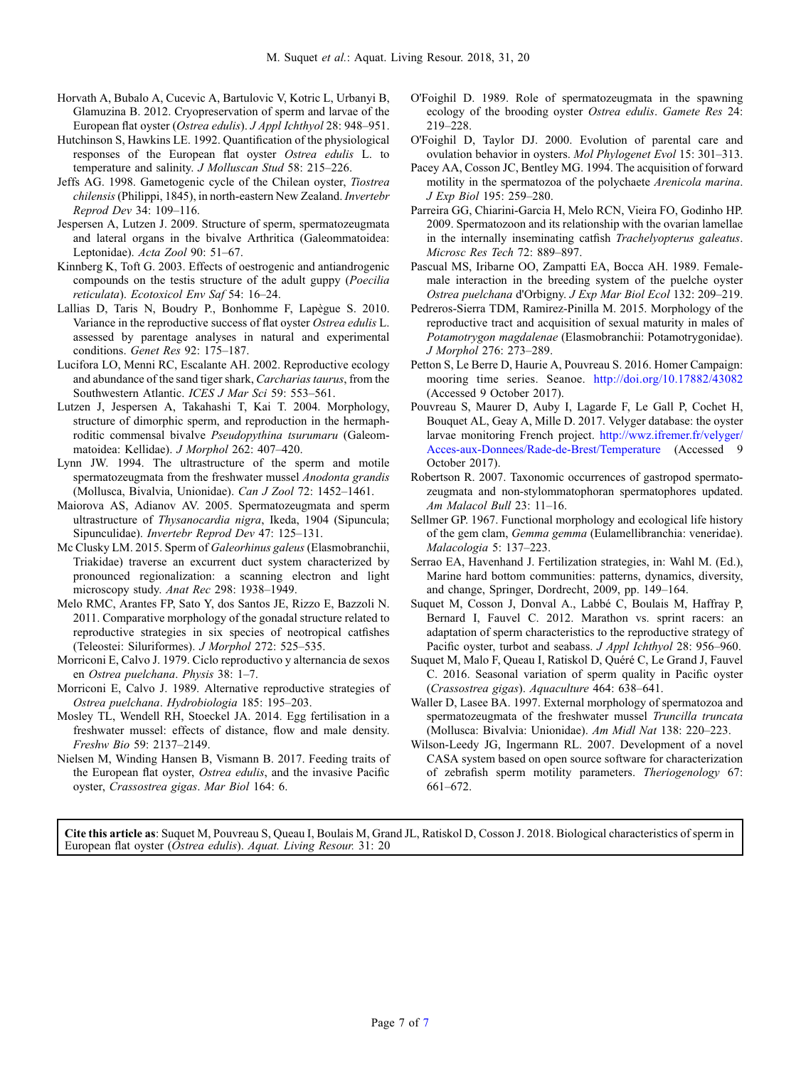Horvath A, Bubalo A, Cucevic A, Bartulovic V, Kotric L, Urbanyi B, Glamuzina B. 2012. Cryopreservation of sperm and larvae of the European flat oyster (*Ostrea edulis*). *J Appl Ichthyol* 28: 948–951.

Hutchinson S, Hawkins LE. 1992. Quantification of the physiological responses of the European flat oyster *Ostrea edulis* L. to temperature and salinity. *J Molluscan Stud* 58: 215–226.

Jeffs AG. 1998. Gametogenic cycle of the Chilean oyster, *Tiostrea chilensis* (Philippi, 1845), in north-eastern New Zealand. *Invertebr Reprod Dev* 34: 109–116.

Jespersen A, Lutzen J. 2009. Structure of sperm, spermatozeugmata and lateral organs in the bivalve Arthritica (Galeommatoidea: Leptonidae). *Acta Zool* 90: 51–67.

Kinnberg K, Toft G. 2003. Effects of oestrogenic and antiandrogenic compounds on the testis structure of the adult guppy (*Poecilia reticulata*). *Ecotoxicol Env Saf* 54: 16–24.

Lallias D, Taris N, Boudry P., Bonhomme F, Lapègue S. 2010. Variance in the reproductive success of flat oyster *Ostrea edulis* L. assessed by parentage analyses in natural and experimental conditions. *Genet Res* 92: 175–187.

Lucifora LO, Menni RC, Escalante AH. 2002. Reproductive ecology and abundance of the sand tiger shark, *Carcharias taurus*, from the Southwestern Atlantic. *ICES J Mar Sci* 59: 553–561.

Lutzen J, Jespersen A, Takahashi T, Kai T. 2004. Morphology, structure of dimorphic sperm, and reproduction in the hermaphroditic commensal bivalve *Pseudopythina tsurumaru* (Galeommatoidea: Kellidae). *J Morphol* 262: 407–420.

Lynn JW. 1994. The ultrastructure of the sperm and motile spermatozeugmata from the freshwater mussel *Anodonta grandis* (Mollusca, Bivalvia, Unionidae). *Can J Zool* 72: 1452–1461.

Maiorova AS, Adianov AV. 2005. Spermatozeugmata and sperm ultrastructure of *Thysanocardia nigra*, Ikeda, 1904 (Sipuncula; Sipunculidae). *Invertebr Reprod Dev* 47: 125–131.

Mc Clusky LM. 2015. Sperm of *Galeorhinus galeus* (Elasmobranchii, Triakidae) traverse an excurrent duct system characterized by pronounced regionalization: a scanning electron and light microscopy study. *Anat Rec* 298: 1938–1949.

Melo RMC, Arantes FP, Sato Y, dos Santos JE, Rizzo E, Bazzoli N. 2011. Comparative morphology of the gonadal structure related to reproductive strategies in six species of neotropical catfishes (Teleostei: Siluriformes). *J Morphol* 272: 525–535.

Morriconi E, Calvo J. 1979. Ciclo reproductivo y alternancia de sexos en *Ostrea puelchana*. *Physis* 38: 1–7.

Morriconi E, Calvo J. 1989. Alternative reproductive strategies of *Ostrea puelchana*. *Hydrobiologia* 185: 195–203.

Mosley TL, Wendell RH, Stoeckel JA. 2014. Egg fertilisation in a freshwater mussel: effects of distance, flow and male density. *Freshw Bio* 59: 2137–2149.

Nielsen M, Winding Hansen B, Vismann B. 2017. Feeding traits of the European flat oyster, *Ostrea edulis*, and the invasive Pacific oyster, *Crassostrea gigas*. *Mar Biol* 164: 6.

O'Foighil D. 1989. Role of spermatozeugmata in the spawning ecology of the brooding oyster *Ostrea edulis*. *Gamete Res* 24: 219–228.

O'Foighil D, Taylor DJ. 2000. Evolution of parental care and ovulation behavior in oysters. *Mol Phylogenet Evol* 15: 301–313.

Pacey AA, Cosson JC, Bentley MG. 1994. The acquisition of forward motility in the spermatozoa of the polychaete *Arenicola marina*. *J Exp Biol* 195: 259–280.

Parreira GG, Chiarini-Garcia H, Melo RCN, Vieira FO, Godinho HP. 2009. Spermatozoon and its relationship with the ovarian lamellae in the internally inseminating catfish *Trachelyopterus galeatus*. *Microsc Res Tech* 72: 889–897.

Pascual MS, Iribarne OO, Zampatti EA, Bocca AH. 1989. Female-male interaction in the breeding system of the puelche oyster *Ostrea puelchana* d'Orbigny. *J Exp Mar Biol Ecol* 132: 209–219.

Pedreros-Sierra TDM, Ramirez-Pinilla M. 2015. Morphology of the reproductive tract and acquisition of sexual maturity in males of *Potamotrygon magdalenae* (Elasmobranchii: Potamotrygonidae). *J Morphol* 276: 273–289.

Petton S, Le Berre D, Haurie A, Pouvreau S. 2016. Homer Campaign: mooring time series. Seanoe. http://doi.org/10.17882/43082 (Accessed 9 October 2017).

Pouvreau S, Maurer D, Auby I, Lagarde F, Le Gall P, Cochet H, Bouquet AL, Geay A, Mille D. 2017. Velyger database: the oyster larvae monitoring French project. http://wwz.ifremer.fr/velyger/Acces-aux-Donnees/Rade-de-Brest/Temperature (Accessed 9 October 2017).

Robertson R. 2007. Taxonomic occurrences of gastropod spermatozeugmata and non-stylommatophoran spermatophores updated. *Am Malacol Bull* 23: 11–16.

Sellmer GP. 1967. Functional morphology and ecological life history of the gem clam, *Gemma gemma* (Eulamellibranchia: veneridae). *Malacologia* 5: 137–223.

Serrao EA, Havenhand J. Fertilization strategies, in: Wahl M. (Ed.), Marine hard bottom communities: patterns, dynamics, diversity, and change, Springer, Dordrecht, 2009, pp. 149–164.

Suquet M, Cosson J, Donval A., Labbé C, Boulais M, Haffray P, Bernard I, Fauvel C. 2012. Marathon vs. sprint racers: an adaptation of sperm characteristics to the reproductive strategy of Pacific oyster, turbot and seabass. *J Appl Ichthyol* 28: 956–960.

Suquet M, Malo F, Queau I, Ratiskol D, Quéré C, Le Grand J, Fauvel C. 2016. Seasonal variation of sperm quality in Pacific oyster (*Crassostrea gigas*). *Aquaculture* 464: 638–641.

Waller D, Lasee BA. 1997. External morphology of spermatozoa and spermatozeugmata of the freshwater mussel *Truncilla truncata* (Mollusca: Bivalvia: Unionidae). *Am Midl Nat* 138: 220–223.

Wilson-Leedy JG, Ingermann RL. 2007. Development of a novel CASA system based on open source software for characterization of zebrafish sperm motility parameters. *Theriogenology* 67: 661–672.

**Cite this article as**: Suquet M, Pouvreau S, Queau I, Boulais M, Grand JL, Ratiskol D, Cosson J. 2018. Biological characteristics of sperm in European flat oyster (*Ostrea edulis*). *Aquat. Living Resour.* 31: 20